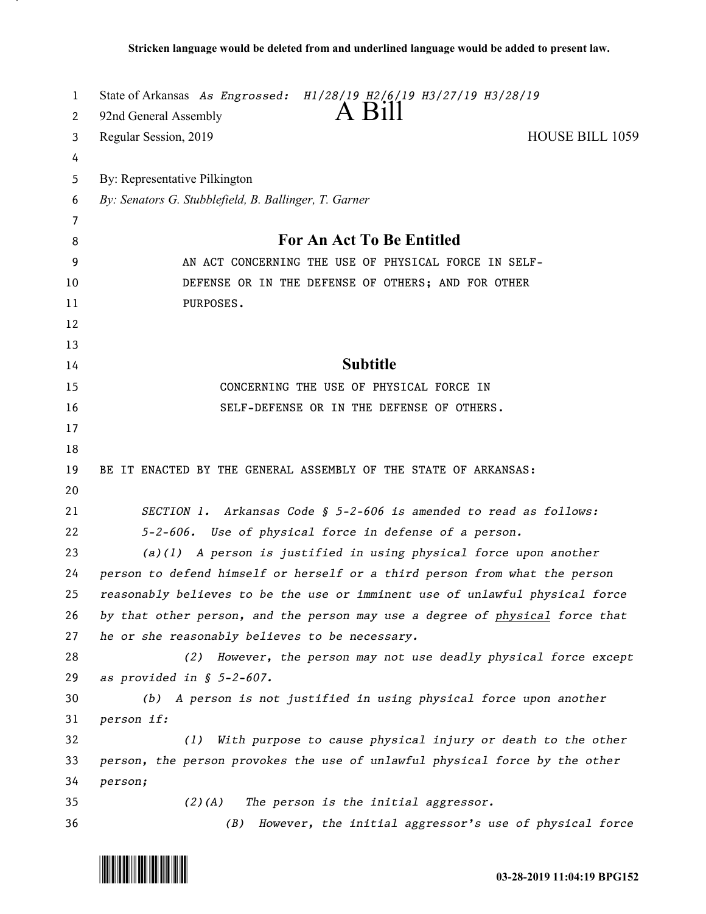Stricken language would be deleted from and underlined language would be added to present law.

State of Arkansas *As Engrossed: H1/28/19 H2/6/19 H3/27/19 H3/28/19*

92nd General Assembly

# A Bill

Regular Session, 2019 HOUSE BILL 1059

By: Representative Pilkington

*By: Senators G. Stubblefield, B. Ballinger, T. Garner*

## For An Act To Be Entitled

AN ACT CONCERNING THE USE OF PHYSICAL FORCE IN SELF-DEFENSE OR IN THE DEFENSE OF OTHERS; AND FOR OTHER PURPOSES.

## Subtitle

CONCERNING THE USE OF PHYSICAL FORCE IN SELF-DEFENSE OR IN THE DEFENSE OF OTHERS.

BE IT ENACTED BY THE GENERAL ASSEMBLY OF THE STATE OF ARKANSAS:

*SECTION 1. Arkansas Code § 5-2-606 is amended to read as follows:*

*5-2-606. Use of physical force in defense of a person.*

*(a)(1) A person is justified in using physical force upon another person to defend himself or herself or a third person from what the person reasonably believes to be the use or imminent use of unlawful physical force by that other person, and the person may use a degree of <u>physical</u> force that he or she reasonably believes to be necessary.*

*(2) However, the person may not use deadly physical force except as provided in § 5-2-607.*

*(b) A person is not justified in using physical force upon another person if:*

*(1) With purpose to cause physical injury or death to the other person, the person provokes the use of unlawful physical force by the other person;*

*(2)(A) The person is the initial aggressor.*

*(B) However, the initial aggressor's use of physical force*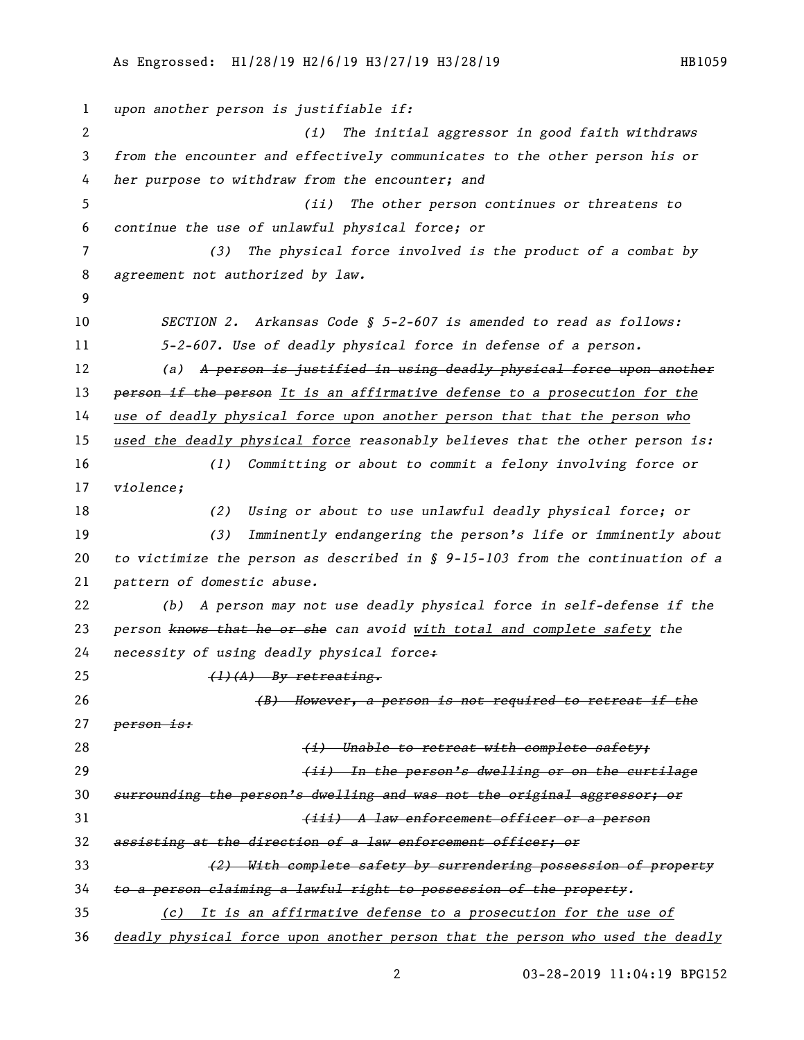*upon another person is justifiable if:*

*(i) The initial aggressor in good faith withdraws from the encounter and effectively communicates to the other person his or her purpose to withdraw from the encounter; and*

*(ii) The other person continues or threatens to continue the use of unlawful physical force; or*

*(3) The physical force involved is the product of a combat by agreement not authorized by law.*

*SECTION 2. Arkansas Code § 5-2-607 is amended to read as follows:*

*5-2-607. Use of deadly physical force in defense of a person.*

*(a) ~~A person is justified in using deadly physical force upon another person if the person~~ <u>It is an affirmative defense to a prosecution for the use of deadly physical force upon another person that that the person who used the deadly physical force</u> reasonably believes that the other person is:*

*(1) Committing or about to commit a felony involving force or violence;*

*(2) Using or about to use unlawful deadly physical force; or*

*(3) Imminently endangering the person's life or imminently about to victimize the person as described in § 9-15-103 from the continuation of a pattern of domestic abuse.*

*(b) A person may not use deadly physical force in self-defense if the person ~~knows that he or she~~ can avoid <u>with total and complete safety</u> the necessity of using deadly physical force~~:~~*

*~~(1)(A) By retreating.~~*

*~~(B) However, a person is not required to retreat if the person is:~~*

*~~(i) Unable to retreat with complete safety;~~*

*~~(ii) In the person's dwelling or on the curtilage surrounding the person's dwelling and was not the original aggressor; or~~*

*~~(iii) A law enforcement officer or a person assisting at the direction of a law enforcement officer; or~~*

*~~(2) With complete safety by surrendering possession of property to a person claiming a lawful right to possession of the property.~~*

*<u>(c) It is an affirmative defense to a prosecution for the use of deadly physical force upon another person that the person who used the deadly</u>*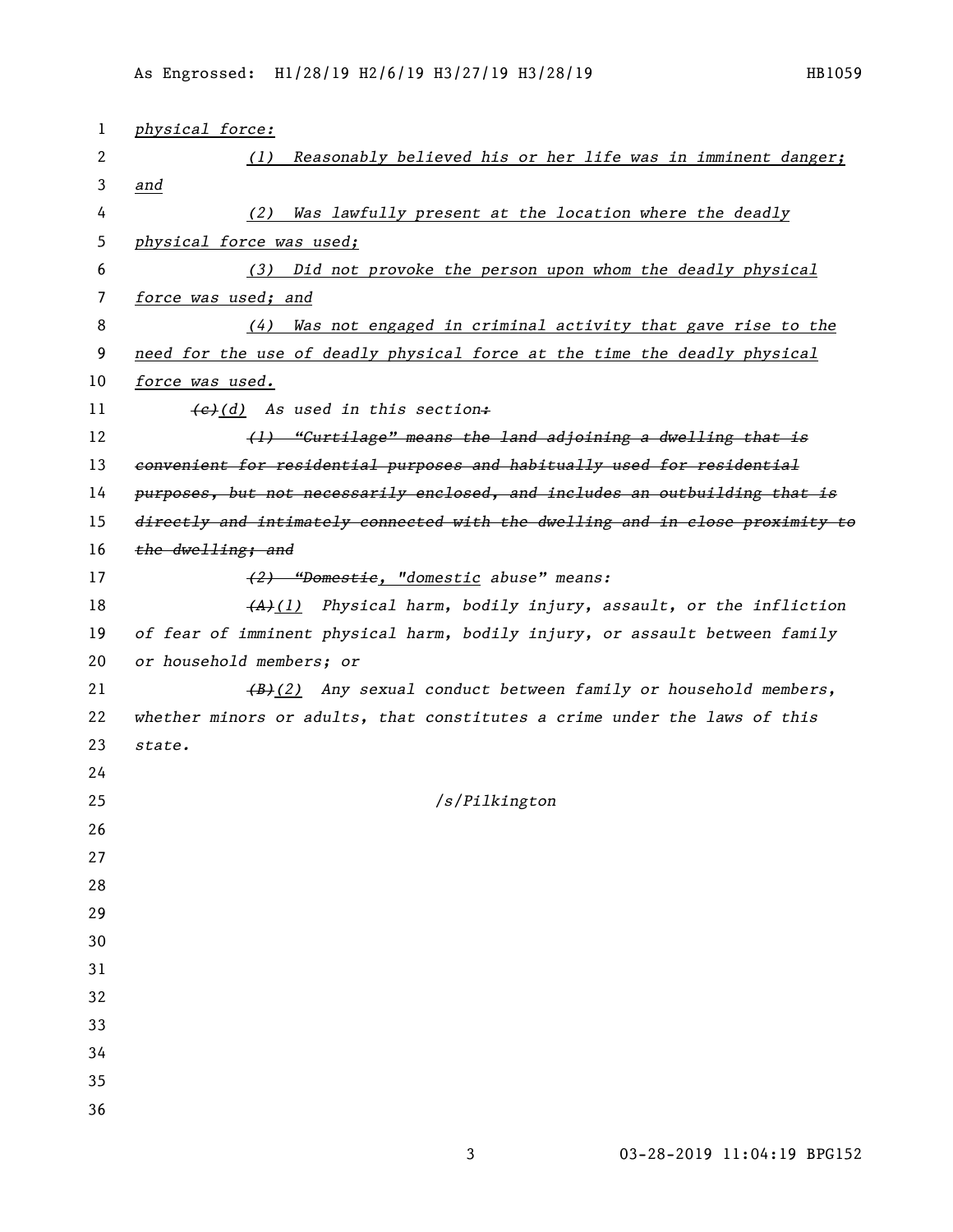*physical force:*

*(1) Reasonably believed his or her life was in imminent danger; and*

*(2) Was lawfully present at the location where the deadly physical force was used;*

*(3) Did not provoke the person upon whom the deadly physical force was used; and*

*(4) Was not engaged in criminal activity that gave rise to the need for the use of deadly physical force at the time the deadly physical force was used.*

~~(c)~~*(d) As used in this section*~~:~~

~~(1) "Curtilage" means the land adjoining a dwelling that is convenient for residential purposes and habitually used for residential purposes, but not necessarily enclosed, and includes an outbuilding that is directly and intimately connected with the dwelling and in close proximity to the dwelling; and~~

~~(2) "Domestic~~*, "domestic abuse" means:*

~~(A)~~*(1) Physical harm, bodily injury, assault, or the infliction of fear of imminent physical harm, bodily injury, or assault between family or household members; or*

~~(B)~~*(2) Any sexual conduct between family or household members, whether minors or adults, that constitutes a crime under the laws of this state.*

/s/Pilkington